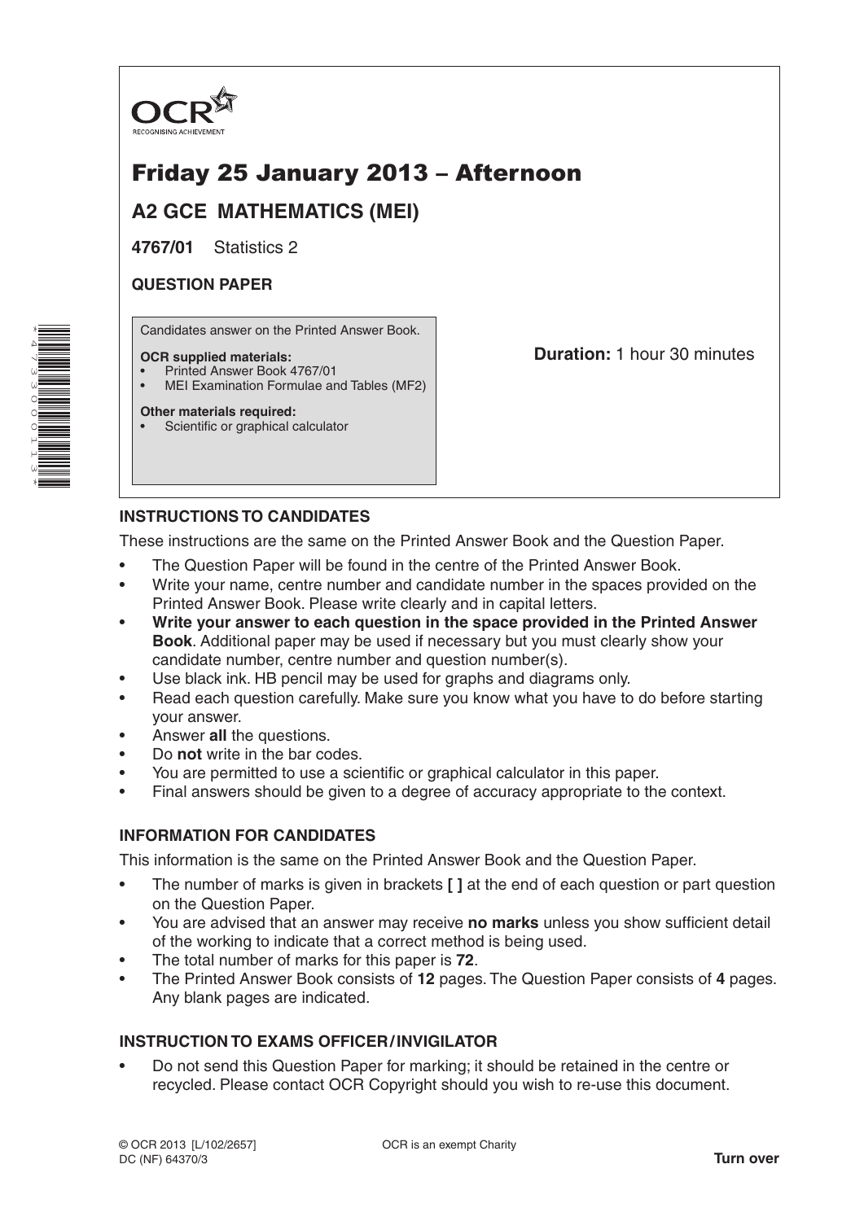OCR
RECOGNISING ACHIEVEMENT

# Friday 25 January 2013 – Afternoon

## A2 GCE MATHEMATICS (MEI)

**4767/01** Statistics 2

**QUESTION PAPER**

Candidates answer on the Printed Answer Book.

**OCR supplied materials:**
- Printed Answer Book 4767/01
- MEI Examination Formulae and Tables (MF2)

**Other materials required:**
- Scientific or graphical calculator

**Duration:** 1 hour 30 minutes

### INSTRUCTIONS TO CANDIDATES

These instructions are the same on the Printed Answer Book and the Question Paper.

- The Question Paper will be found in the centre of the Printed Answer Book.
- Write your name, centre number and candidate number in the spaces provided on the Printed Answer Book. Please write clearly and in capital letters.
- **Write your answer to each question in the space provided in the Printed Answer Book**. Additional paper may be used if necessary but you must clearly show your candidate number, centre number and question number(s).
- Use black ink. HB pencil may be used for graphs and diagrams only.
- Read each question carefully. Make sure you know what you have to do before starting your answer.
- Answer **all** the questions.
- Do **not** write in the bar codes.
- You are permitted to use a scientific or graphical calculator in this paper.
- Final answers should be given to a degree of accuracy appropriate to the context.

### INFORMATION FOR CANDIDATES

This information is the same on the Printed Answer Book and the Question Paper.

- The number of marks is given in brackets **[ ]** at the end of each question or part question on the Question Paper.
- You are advised that an answer may receive **no marks** unless you show sufficient detail of the working to indicate that a correct method is being used.
- The total number of marks for this paper is **72**.
- The Printed Answer Book consists of **12** pages. The Question Paper consists of **4** pages. Any blank pages are indicated.

### INSTRUCTION TO EXAMS OFFICER / INVIGILATOR

- Do not send this Question Paper for marking; it should be retained in the centre or recycled. Please contact OCR Copyright should you wish to re-use this document.

© OCR 2013 [L/102/2657]
DC (NF) 64370/3

OCR is an exempt Charity

**Turn over**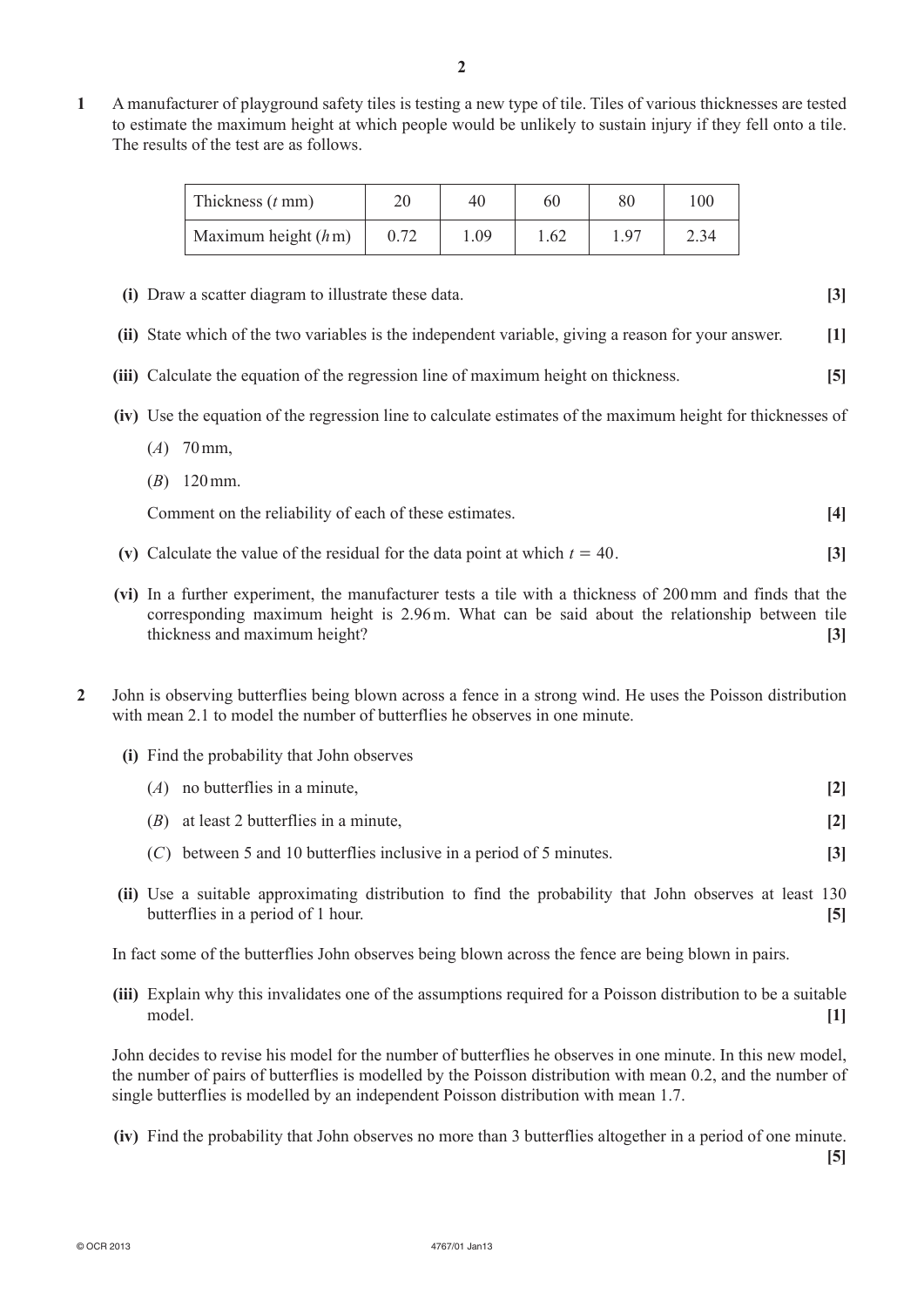**1** A manufacturer of playground safety tiles is testing a new type of tile. Tiles of various thicknesses are tested to estimate the maximum height at which people would be unlikely to sustain injury if they fell onto a tile. The results of the test are as follows.

| Thickness ($t$ mm) | 20 | 40 | 60 | 80 | 100 |
|---|---|---|---|---|---|
| Maximum height ($h$ m) | 0.72 | 1.09 | 1.62 | 1.97 | 2.34 |

**(i)** Draw a scatter diagram to illustrate these data. **[3]**

**(ii)** State which of the two variables is the independent variable, giving a reason for your answer. **[1]**

**(iii)** Calculate the equation of the regression line of maximum height on thickness. **[5]**

**(iv)** Use the equation of the regression line to calculate estimates of the maximum height for thicknesses of

($A$) 70 mm,

($B$) 120 mm.

Comment on the reliability of each of these estimates. **[4]**

**(v)** Calculate the value of the residual for the data point at which $t = 40$. **[3]**

**(vi)** In a further experiment, the manufacturer tests a tile with a thickness of 200 mm and finds that the corresponding maximum height is 2.96 m. What can be said about the relationship between tile thickness and maximum height? **[3]**

**2** John is observing butterflies being blown across a fence in a strong wind. He uses the Poisson distribution with mean 2.1 to model the number of butterflies he observes in one minute.

**(i)** Find the probability that John observes

($A$) no butterflies in a minute, **[2]**

($B$) at least 2 butterflies in a minute, **[2]**

($C$) between 5 and 10 butterflies inclusive in a period of 5 minutes. **[3]**

**(ii)** Use a suitable approximating distribution to find the probability that John observes at least 130 butterflies in a period of 1 hour. **[5]**

In fact some of the butterflies John observes being blown across the fence are being blown in pairs.

**(iii)** Explain why this invalidates one of the assumptions required for a Poisson distribution to be a suitable model. **[1]**

John decides to revise his model for the number of butterflies he observes in one minute. In this new model, the number of pairs of butterflies is modelled by the Poisson distribution with mean 0.2, and the number of single butterflies is modelled by an independent Poisson distribution with mean 1.7.

**(iv)** Find the probability that John observes no more than 3 butterflies altogether in a period of one minute. **[5]**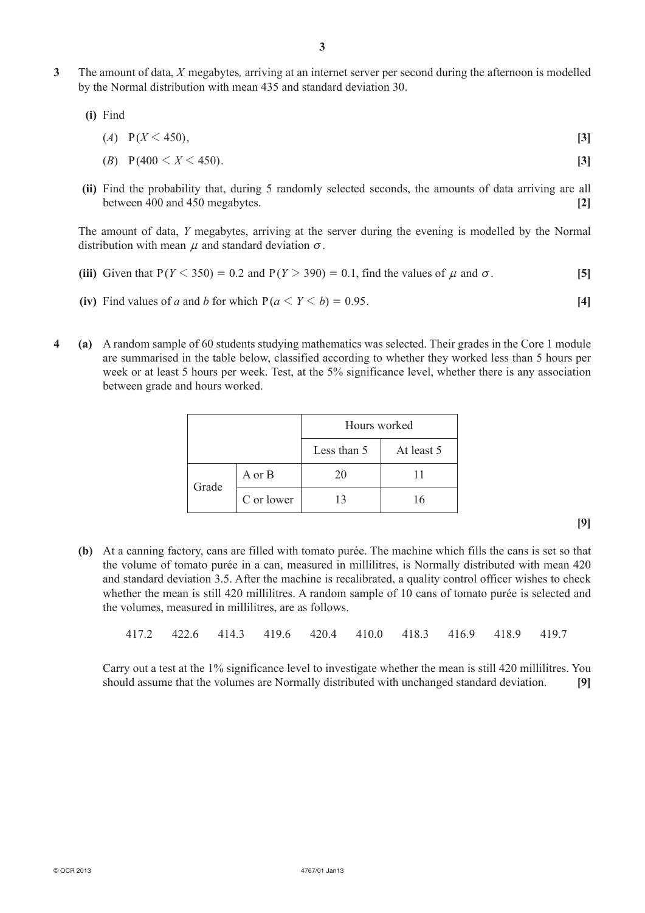**3** The amount of data, $X$ megabytes, arriving at an internet server per second during the afternoon is modelled by the Normal distribution with mean 435 and standard deviation 30.

**(i)** Find

($A$) $\mathrm{P}(X < 450)$, **[3]**

($B$) $\mathrm{P}(400 < X < 450)$. **[3]**

**(ii)** Find the probability that, during 5 randomly selected seconds, the amounts of data arriving are all between 400 and 450 megabytes. **[2]**

The amount of data, $Y$ megabytes, arriving at the server during the evening is modelled by the Normal distribution with mean $\mu$ and standard deviation $\sigma$.

**(iii)** Given that $\mathrm{P}(Y < 350) = 0.2$ and $\mathrm{P}(Y > 390) = 0.1$, find the values of $\mu$ and $\sigma$. **[5]**

**(iv)** Find values of $a$ and $b$ for which $\mathrm{P}(a < Y < b) = 0.95$. **[4]**

**4** **(a)** A random sample of 60 students studying mathematics was selected. Their grades in the Core 1 module are summarised in the table below, classified according to whether they worked less than 5 hours per week or at least 5 hours per week. Test, at the 5% significance level, whether there is any association between grade and hours worked.

| | | Hours worked | |
|---|---|---|---|
| | | Less than 5 | At least 5 |
| Grade | A or B | 20 | 11 |
| | C or lower | 13 | 16 |

**[9]**

**(b)** At a canning factory, cans are filled with tomato purée. The machine which fills the cans is set so that the volume of tomato purée in a can, measured in millilitres, is Normally distributed with mean 420 and standard deviation 3.5. After the machine is recalibrated, a quality control officer wishes to check whether the mean is still 420 millilitres. A random sample of 10 cans of tomato purée is selected and the volumes, measured in millilitres, are as follows.

417.2 422.6 414.3 419.6 420.4 410.0 418.3 416.9 418.9 419.7

Carry out a test at the 1% significance level to investigate whether the mean is still 420 millilitres. You should assume that the volumes are Normally distributed with unchanged standard deviation. **[9]**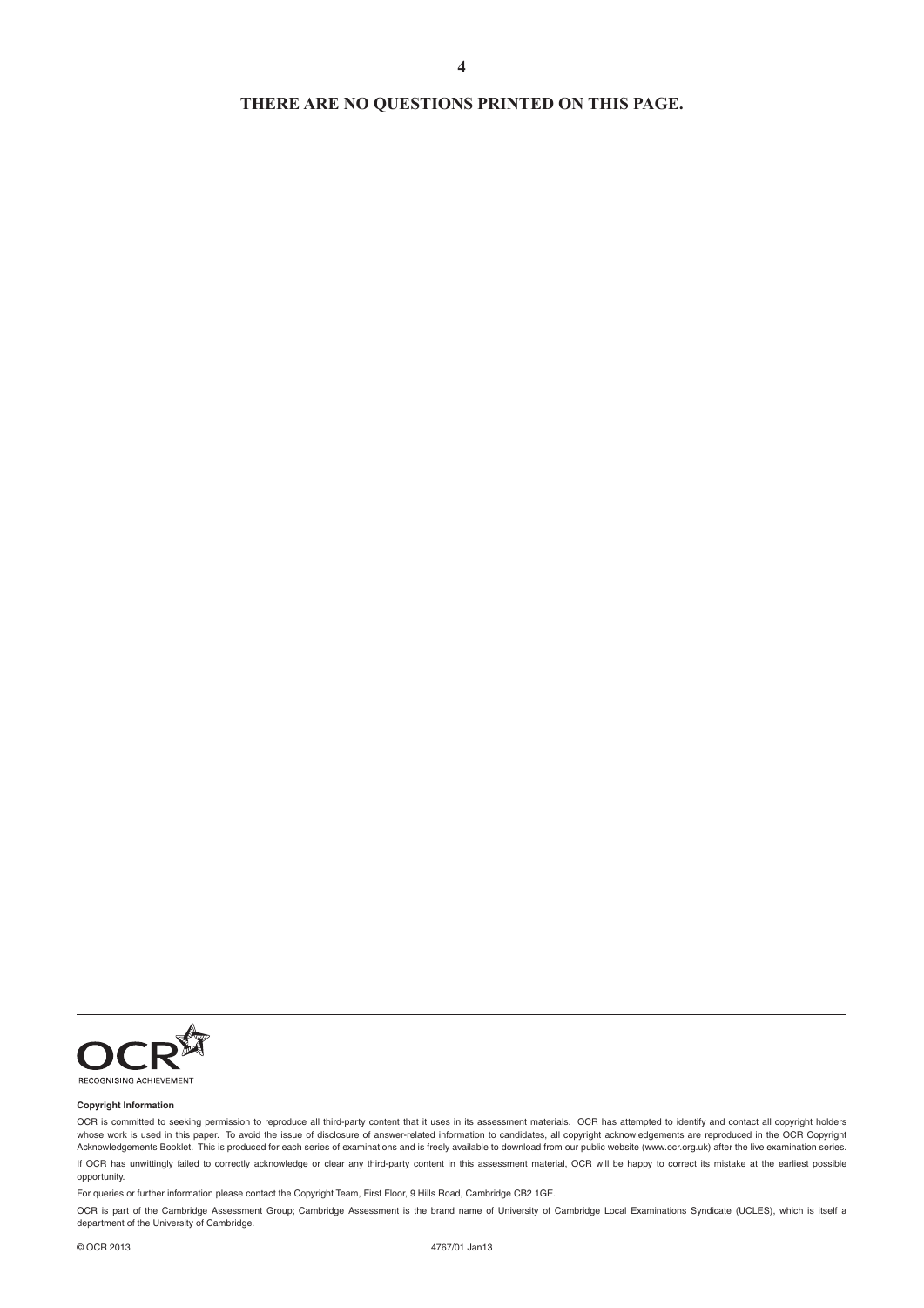**THERE ARE NO QUESTIONS PRINTED ON THIS PAGE.**

OCR
RECOGNISING ACHIEVEMENT

**Copyright Information**

OCR is committed to seeking permission to reproduce all third-party content that it uses in its assessment materials. OCR has attempted to identify and contact all copyright holders whose work is used in this paper. To avoid the issue of disclosure of answer-related information to candidates, all copyright acknowledgements are reproduced in the OCR Copyright Acknowledgements Booklet. This is produced for each series of examinations and is freely available to download from our public website (www.ocr.org.uk) after the live examination series.

If OCR has unwittingly failed to correctly acknowledge or clear any third-party content in this assessment material, OCR will be happy to correct its mistake at the earliest possible opportunity.

For queries or further information please contact the Copyright Team, First Floor, 9 Hills Road, Cambridge CB2 1GE.

OCR is part of the Cambridge Assessment Group; Cambridge Assessment is the brand name of University of Cambridge Local Examinations Syndicate (UCLES), which is itself a department of the University of Cambridge.

© OCR 2013 4767/01 Jan13